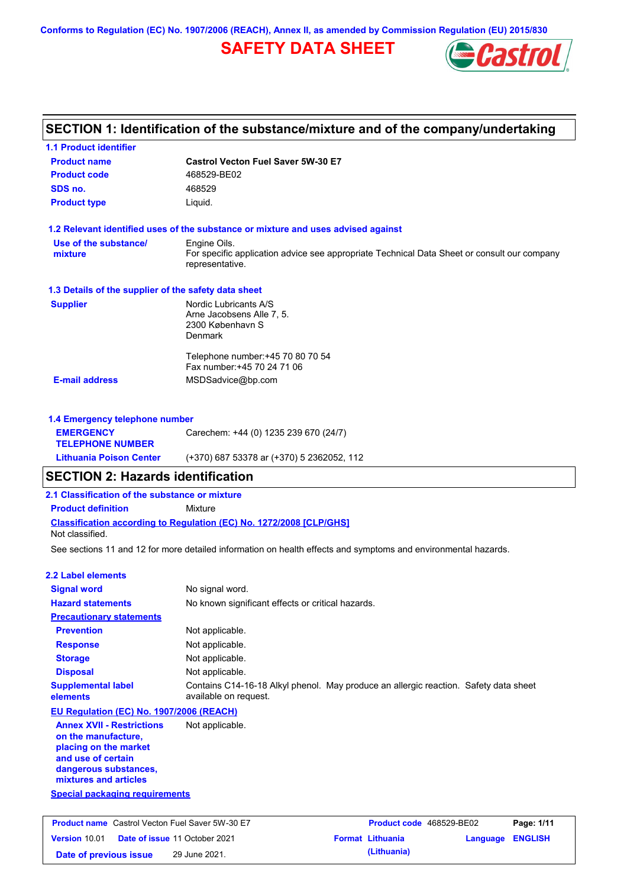Conforms to Regulation (EC) No. 1907/2006 (REACH), Annex II, as amended by Commission Regulation (EU) 2015/830

# SAFETY DATA SHEET

## SECTION 1: Identification of the substance/mixture and of the company/undertaking

### 1.1 Product identifier

| | |
|---|---|
| **Product name** | **Castrol Vecton Fuel Saver 5W-30 E7** |
| **Product code** | 468529-BE02 |
| **SDS no.** | 468529 |
| **Product type** | Liquid. |

### 1.2 Relevant identified uses of the substance or mixture and uses advised against

| | |
|---|---|
| **Use of the substance/ mixture** | Engine Oils. For specific application advice see appropriate Technical Data Sheet or consult our company representative. |

### 1.3 Details of the supplier of the safety data sheet

| | |
|---|---|
| **Supplier** | Nordic Lubricants A/S<br>Arne Jacobsens Alle 7, 5.<br>2300 København S<br>Denmark<br><br>Telephone number:+45 70 80 70 54<br>Fax number:+45 70 24 71 06 |
| **E-mail address** | MSDSadvice@bp.com |

### 1.4 Emergency telephone number

| | |
|---|---|
| **EMERGENCY TELEPHONE NUMBER** | Carechem: +44 (0) 1235 239 670 (24/7) |
| **Lithuania Poison Center** | (+370) 687 53378 ar (+370) 5 2362052, 112 |

## SECTION 2: Hazards identification

### 2.1 Classification of the substance or mixture

**Product definition** Mixture

**Classification according to Regulation (EC) No. 1272/2008 [CLP/GHS]**

Not classified.

See sections 11 and 12 for more detailed information on health effects and symptoms and environmental hazards.

### 2.2 Label elements

| | |
|---|---|
| **Signal word** | No signal word. |
| **Hazard statements** | No known significant effects or critical hazards. |
| **Precautionary statements** | |
| **Prevention** | Not applicable. |
| **Response** | Not applicable. |
| **Storage** | Not applicable. |
| **Disposal** | Not applicable. |
| **Supplemental label elements** | Contains C14-16-18 Alkyl phenol. May produce an allergic reaction. Safety data sheet available on request. |

**EU Regulation (EC) No. 1907/2006 (REACH)**

| | |
|---|---|
| **Annex XVII - Restrictions on the manufacture, placing on the market and use of certain dangerous substances, mixtures and articles** | Not applicable. |

**Special packaging requirements**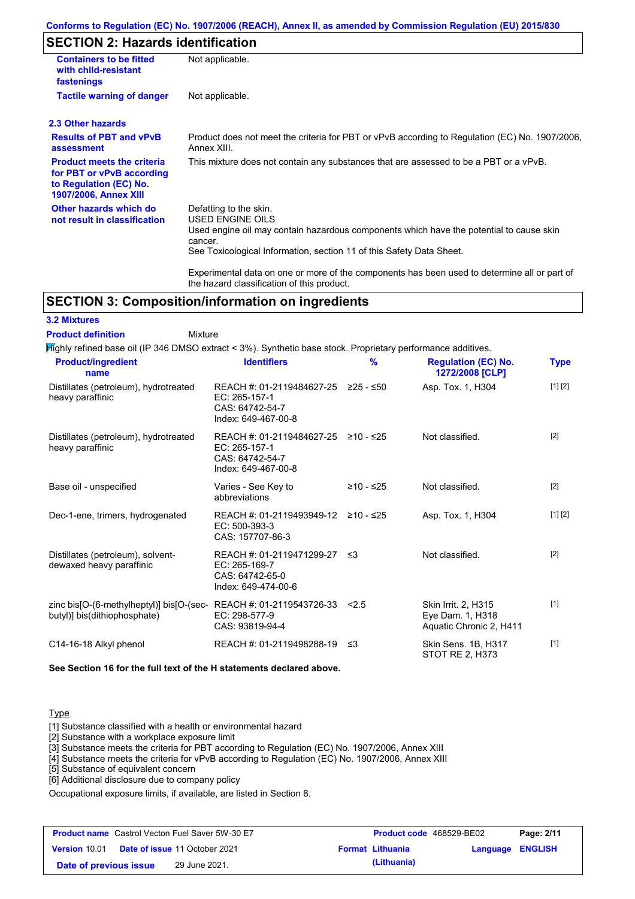Conforms to Regulation (EC) No. 1907/2006 (REACH), Annex II, as amended by Commission Regulation (EU) 2015/830

## SECTION 2: Hazards identification

| | |
|---|---|
| **Containers to be fitted with child-resistant fastenings** | Not applicable. |
| **Tactile warning of danger** | Not applicable. |

### 2.3 Other hazards

| | |
|---|---|
| **Results of PBT and vPvB assessment** | Product does not meet the criteria for PBT or vPvB according to Regulation (EC) No. 1907/2006, Annex XIII. |
| **Product meets the criteria for PBT or vPvB according to Regulation (EC) No. 1907/2006, Annex XIII** | This mixture does not contain any substances that are assessed to be a PBT or a vPvB. |
| **Other hazards which do not result in classification** | Defatting to the skin.<br>USED ENGINE OILS<br>Used engine oil may contain hazardous components which have the potential to cause skin cancer.<br>See Toxicological Information, section 11 of this Safety Data Sheet.<br><br>Experimental data on one or more of the components has been used to determine all or part of the hazard classification of this product. |

## SECTION 3: Composition/information on ingredients

### 3.2 Mixtures

**Product definition** Mixture

Highly refined base oil (IP 346 DMSO extract < 3%). Synthetic base stock. Proprietary performance additives.

| Product/ingredient name | Identifiers | % | Regulation (EC) No. 1272/2008 [CLP] | Type |
|---|---|---|---|---|
| Distillates (petroleum), hydrotreated heavy paraffinic | REACH #: 01-2119484627-25<br>EC: 265-157-1<br>CAS: 64742-54-7<br>Index: 649-467-00-8 | ≥25 - ≤50 | Asp. Tox. 1, H304 | [1] [2] |
| Distillates (petroleum), hydrotreated heavy paraffinic | REACH #: 01-2119484627-25<br>EC: 265-157-1<br>CAS: 64742-54-7<br>Index: 649-467-00-8 | ≥10 - ≤25 | Not classified. | [2] |
| Base oil - unspecified | Varies - See Key to abbreviations | ≥10 - ≤25 | Not classified. | [2] |
| Dec-1-ene, trimers, hydrogenated | REACH #: 01-2119493949-12<br>EC: 500-393-3<br>CAS: 157707-86-3 | ≥10 - ≤25 | Asp. Tox. 1, H304 | [1] [2] |
| Distillates (petroleum), solvent-dewaxed heavy paraffinic | REACH #: 01-2119471299-27<br>EC: 265-169-7<br>CAS: 64742-65-0<br>Index: 649-474-00-6 | ≤3 | Not classified. | [2] |
| zinc bis[O-(6-methylheptyl)] bis[O-(sec-butyl)] bis(dithiophosphate) | REACH #: 01-2119543726-33<br>EC: 298-577-9<br>CAS: 93819-94-4 | <2.5 | Skin Irrit. 2, H315<br>Eye Dam. 1, H318<br>Aquatic Chronic 2, H411 | [1] |
| C14-16-18 Alkyl phenol | REACH #: 01-2119498288-19 | ≤3 | Skin Sens. 1B, H317<br>STOT RE 2, H373 | [1] |

**See Section 16 for the full text of the H statements declared above.**

Type

[1] Substance classified with a health or environmental hazard
[2] Substance with a workplace exposure limit
[3] Substance meets the criteria for PBT according to Regulation (EC) No. 1907/2006, Annex XIII
[4] Substance meets the criteria for vPvB according to Regulation (EC) No. 1907/2006, Annex XIII
[5] Substance of equivalent concern
[6] Additional disclosure due to company policy

Occupational exposure limits, if available, are listed in Section 8.

| | | | |
|---|---|---|---|
| **Product name** Castrol Vecton Fuel Saver 5W-30 E7 | | **Product code** 468529-BE02 | |
| **Version** 10.01 | **Date of issue** 11 October 2021 | **Format** Lithuania (Lithuania) | **Language** ENGLISH |
| **Date of previous issue** | 29 June 2021. | | |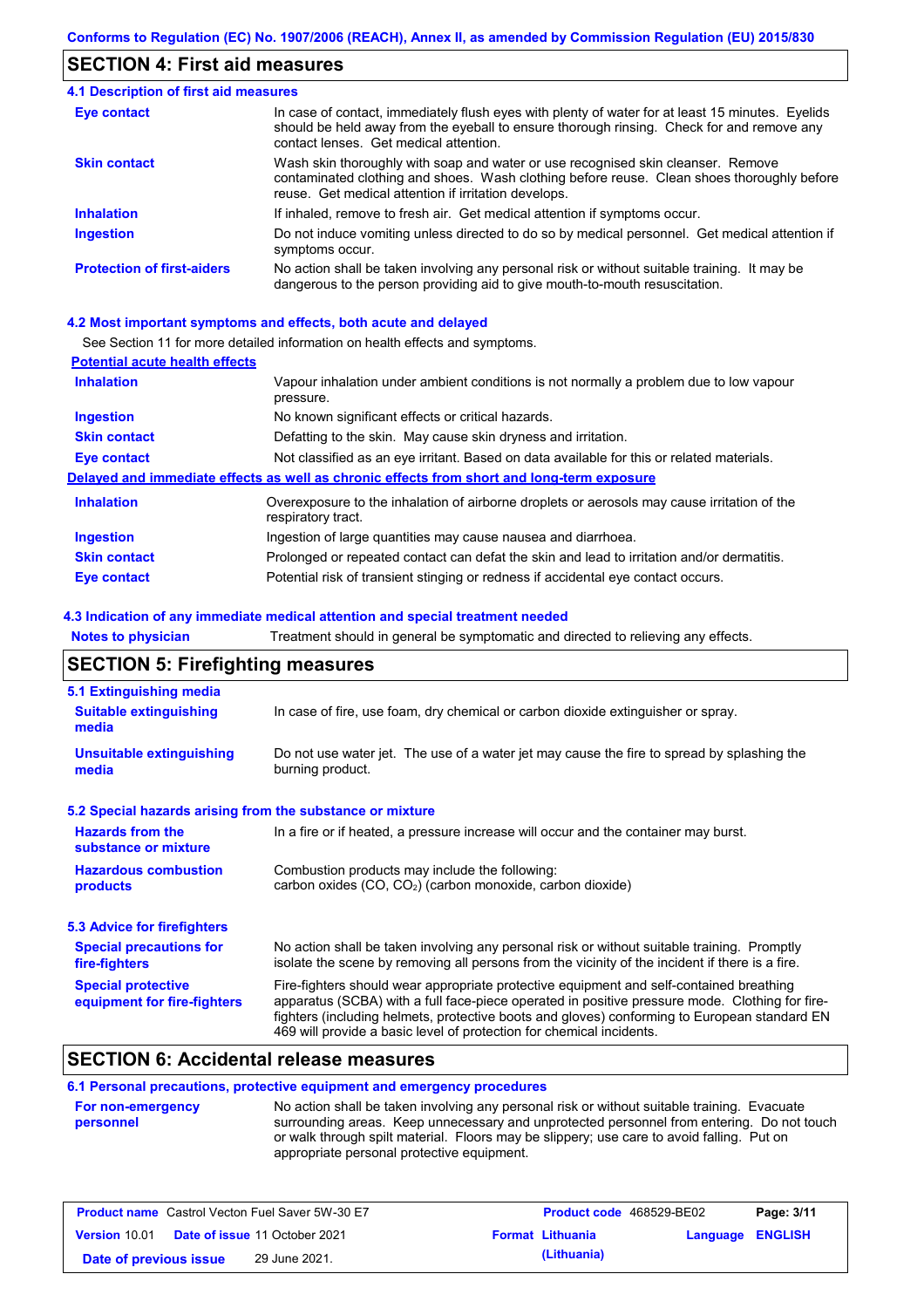## SECTION 4: First aid measures

### 4.1 Description of first aid measures

| | |
|---|---|
| **Eye contact** | In case of contact, immediately flush eyes with plenty of water for at least 15 minutes. Eyelids should be held away from the eyeball to ensure thorough rinsing. Check for and remove any contact lenses. Get medical attention. |
| **Skin contact** | Wash skin thoroughly with soap and water or use recognised skin cleanser. Remove contaminated clothing and shoes. Wash clothing before reuse. Clean shoes thoroughly before reuse. Get medical attention if irritation develops. |
| **Inhalation** | If inhaled, remove to fresh air. Get medical attention if symptoms occur. |
| **Ingestion** | Do not induce vomiting unless directed to do so by medical personnel. Get medical attention if symptoms occur. |
| **Protection of first-aiders** | No action shall be taken involving any personal risk or without suitable training. It may be dangerous to the person providing aid to give mouth-to-mouth resuscitation. |

### 4.2 Most important symptoms and effects, both acute and delayed

See Section 11 for more detailed information on health effects and symptoms.

**Potential acute health effects**

| | |
|---|---|
| **Inhalation** | Vapour inhalation under ambient conditions is not normally a problem due to low vapour pressure. |
| **Ingestion** | No known significant effects or critical hazards. |
| **Skin contact** | Defatting to the skin. May cause skin dryness and irritation. |
| **Eye contact** | Not classified as an eye irritant. Based on data available for this or related materials. |

**Delayed and immediate effects as well as chronic effects from short and long-term exposure**

| | |
|---|---|
| **Inhalation** | Overexposure to the inhalation of airborne droplets or aerosols may cause irritation of the respiratory tract. |
| **Ingestion** | Ingestion of large quantities may cause nausea and diarrhoea. |
| **Skin contact** | Prolonged or repeated contact can defat the skin and lead to irritation and/or dermatitis. |
| **Eye contact** | Potential risk of transient stinging or redness if accidental eye contact occurs. |

### 4.3 Indication of any immediate medical attention and special treatment needed

| | |
|---|---|
| **Notes to physician** | Treatment should in general be symptomatic and directed to relieving any effects. |

## SECTION 5: Firefighting measures

### 5.1 Extinguishing media

| | |
|---|---|
| **Suitable extinguishing media** | In case of fire, use foam, dry chemical or carbon dioxide extinguisher or spray. |
| **Unsuitable extinguishing media** | Do not use water jet. The use of a water jet may cause the fire to spread by splashing the burning product. |

### 5.2 Special hazards arising from the substance or mixture

| | |
|---|---|
| **Hazards from the substance or mixture** | In a fire or if heated, a pressure increase will occur and the container may burst. |
| **Hazardous combustion products** | Combustion products may include the following: carbon oxides (CO, $CO_2$) (carbon monoxide, carbon dioxide) |

### 5.3 Advice for firefighters

| | |
|---|---|
| **Special precautions for fire-fighters** | No action shall be taken involving any personal risk or without suitable training. Promptly isolate the scene by removing all persons from the vicinity of the incident if there is a fire. |
| **Special protective equipment for fire-fighters** | Fire-fighters should wear appropriate protective equipment and self-contained breathing apparatus (SCBA) with a full face-piece operated in positive pressure mode. Clothing for fire-fighters (including helmets, protective boots and gloves) conforming to European standard EN 469 will provide a basic level of protection for chemical incidents. |

## SECTION 6: Accidental release measures

### 6.1 Personal precautions, protective equipment and emergency procedures

| | |
|---|---|
| **For non-emergency personnel** | No action shall be taken involving any personal risk or without suitable training. Evacuate surrounding areas. Keep unnecessary and unprotected personnel from entering. Do not touch or walk through spilt material. Floors may be slippery; use care to avoid falling. Put on appropriate personal protective equipment. |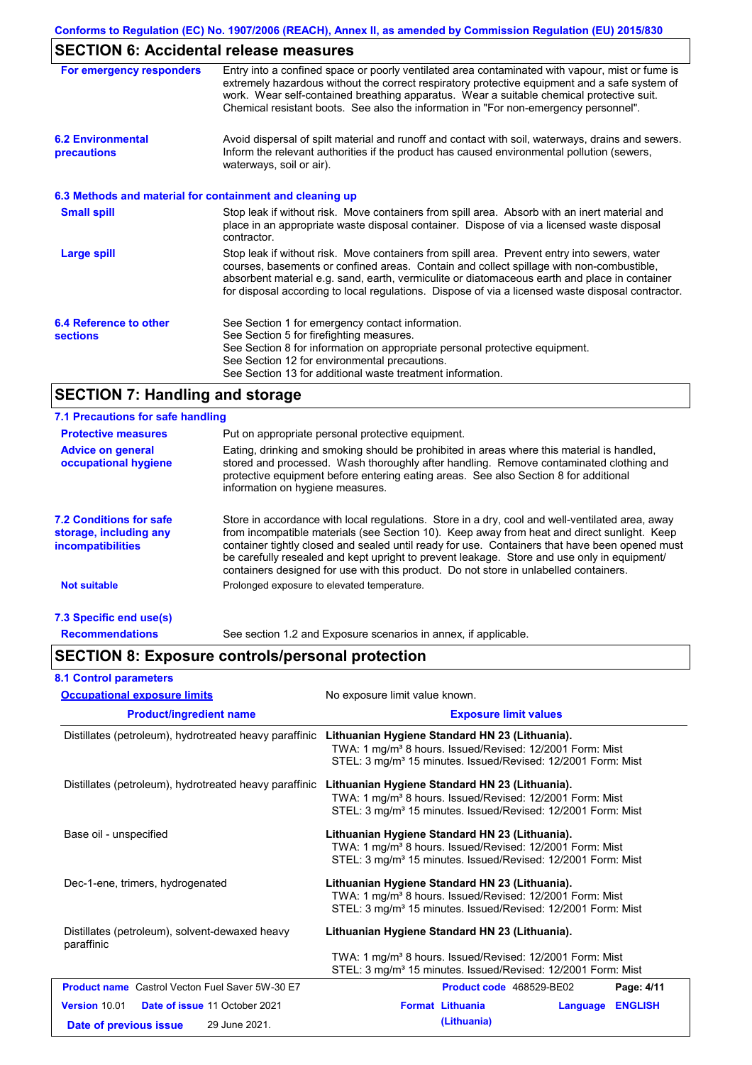## SECTION 6: Accidental release measures

**For emergency responders**

Entry into a confined space or poorly ventilated area contaminated with vapour, mist or fume is extremely hazardous without the correct respiratory protective equipment and a safe system of work. Wear self-contained breathing apparatus. Wear a suitable chemical protective suit. Chemical resistant boots. See also the information in "For non-emergency personnel".

**6.2 Environmental precautions**

Avoid dispersal of spilt material and runoff and contact with soil, waterways, drains and sewers. Inform the relevant authorities if the product has caused environmental pollution (sewers, waterways, soil or air).

### 6.3 Methods and material for containment and cleaning up

**Small spill**

Stop leak if without risk. Move containers from spill area. Absorb with an inert material and place in an appropriate waste disposal container. Dispose of via a licensed waste disposal contractor.

**Large spill**

Stop leak if without risk. Move containers from spill area. Prevent entry into sewers, water courses, basements or confined areas. Contain and collect spillage with non-combustible, absorbent material e.g. sand, earth, vermiculite or diatomaceous earth and place in container for disposal according to local regulations. Dispose of via a licensed waste disposal contractor.

**6.4 Reference to other sections**

See Section 1 for emergency contact information.
See Section 5 for firefighting measures.
See Section 8 for information on appropriate personal protective equipment.
See Section 12 for environmental precautions.
See Section 13 for additional waste treatment information.

## SECTION 7: Handling and storage

### 7.1 Precautions for safe handling

**Protective measures**

Put on appropriate personal protective equipment.

**Advice on general occupational hygiene**

Eating, drinking and smoking should be prohibited in areas where this material is handled, stored and processed. Wash thoroughly after handling. Remove contaminated clothing and protective equipment before entering eating areas. See also Section 8 for additional information on hygiene measures.

**7.2 Conditions for safe storage, including any incompatibilities**

Store in accordance with local regulations. Store in a dry, cool and well-ventilated area, away from incompatible materials (see Section 10). Keep away from heat and direct sunlight. Keep container tightly closed and sealed until ready for use. Containers that have been opened must be carefully resealed and kept upright to prevent leakage. Store and use only in equipment/containers designed for use with this product. Do not store in unlabelled containers.

**Not suitable**

Prolonged exposure to elevated temperature.

### 7.3 Specific end use(s)

**Recommendations**

See section 1.2 and Exposure scenarios in annex, if applicable.

## SECTION 8: Exposure controls/personal protection

### 8.1 Control parameters

**Occupational exposure limits**

No exposure limit value known.

| Product/ingredient name | Exposure limit values |
|---|---|
| Distillates (petroleum), hydrotreated heavy paraffinic | **Lithuanian Hygiene Standard HN 23 (Lithuania).**<br>TWA: 1 mg/m³ 8 hours. Issued/Revised: 12/2001 Form: Mist<br>STEL: 3 mg/m³ 15 minutes. Issued/Revised: 12/2001 Form: Mist |
| Distillates (petroleum), hydrotreated heavy paraffinic | **Lithuanian Hygiene Standard HN 23 (Lithuania).**<br>TWA: 1 mg/m³ 8 hours. Issued/Revised: 12/2001 Form: Mist<br>STEL: 3 mg/m³ 15 minutes. Issued/Revised: 12/2001 Form: Mist |
| Base oil - unspecified | **Lithuanian Hygiene Standard HN 23 (Lithuania).**<br>TWA: 1 mg/m³ 8 hours. Issued/Revised: 12/2001 Form: Mist<br>STEL: 3 mg/m³ 15 minutes. Issued/Revised: 12/2001 Form: Mist |
| Dec-1-ene, trimers, hydrogenated | **Lithuanian Hygiene Standard HN 23 (Lithuania).**<br>TWA: 1 mg/m³ 8 hours. Issued/Revised: 12/2001 Form: Mist<br>STEL: 3 mg/m³ 15 minutes. Issued/Revised: 12/2001 Form: Mist |
| Distillates (petroleum), solvent-dewaxed heavy paraffinic | **Lithuanian Hygiene Standard HN 23 (Lithuania).**<br>TWA: 1 mg/m³ 8 hours. Issued/Revised: 12/2001 Form: Mist<br>STEL: 3 mg/m³ 15 minutes. Issued/Revised: 12/2001 Form: Mist |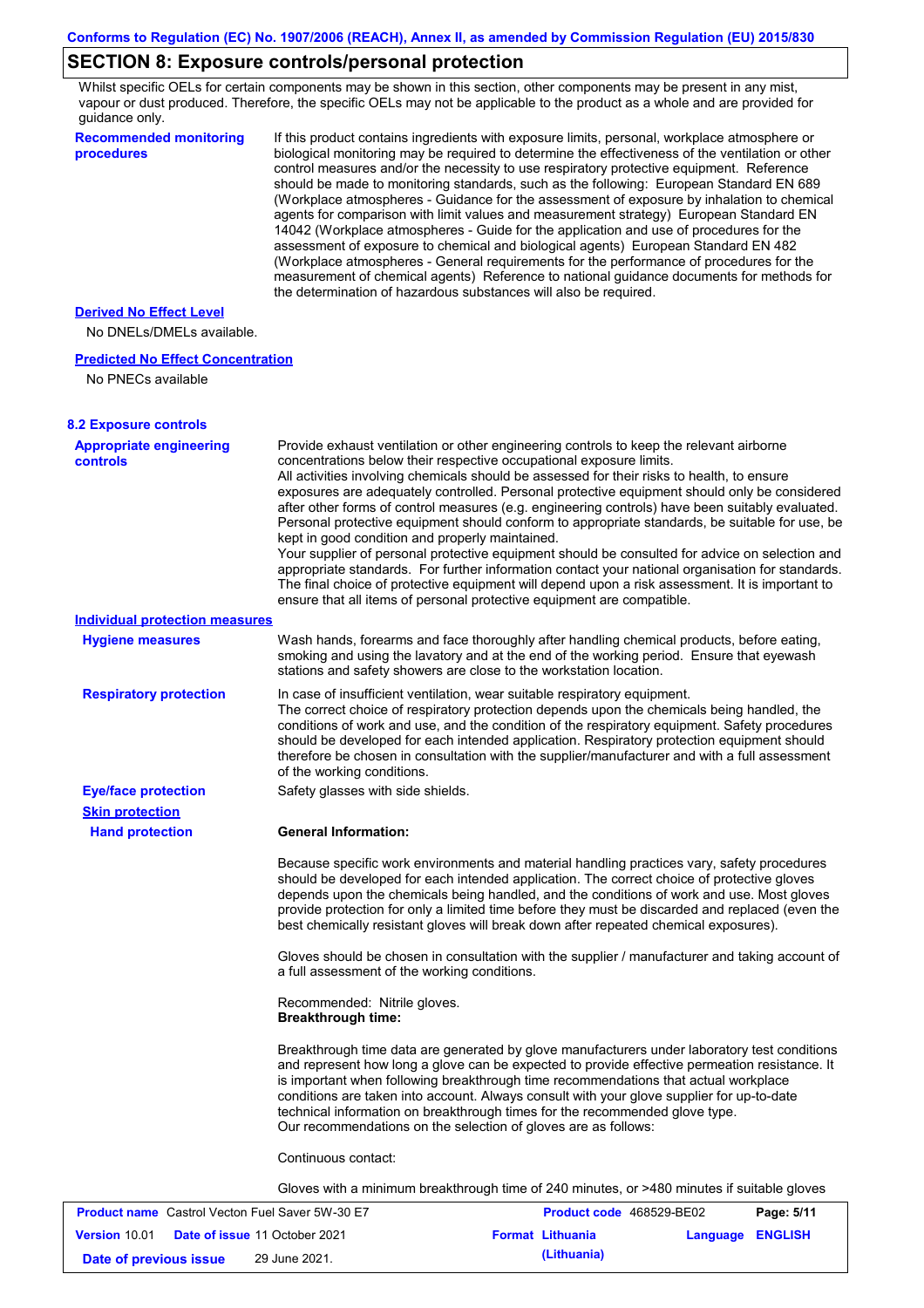## SECTION 8: Exposure controls/personal protection

Whilst specific OELs for certain components may be shown in this section, other components may be present in any mist, vapour or dust produced. Therefore, the specific OELs may not be applicable to the product as a whole and are provided for guidance only.

**Recommended monitoring procedures**

If this product contains ingredients with exposure limits, personal, workplace atmosphere or biological monitoring may be required to determine the effectiveness of the ventilation or other control measures and/or the necessity to use respiratory protective equipment. Reference should be made to monitoring standards, such as the following: European Standard EN 689 (Workplace atmospheres - Guidance for the assessment of exposure by inhalation to chemical agents for comparison with limit values and measurement strategy) European Standard EN 14042 (Workplace atmospheres - Guide for the application and use of procedures for the assessment of exposure to chemical and biological agents) European Standard EN 482 (Workplace atmospheres - General requirements for the performance of procedures for the measurement of chemical agents) Reference to national guidance documents for methods for the determination of hazardous substances will also be required.

**Derived No Effect Level**

No DNELs/DMELs available.

**Predicted No Effect Concentration**

No PNECs available

### 8.2 Exposure controls

**Appropriate engineering controls**

Provide exhaust ventilation or other engineering controls to keep the relevant airborne concentrations below their respective occupational exposure limits.
All activities involving chemicals should be assessed for their risks to health, to ensure exposures are adequately controlled. Personal protective equipment should only be considered after other forms of control measures (e.g. engineering controls) have been suitably evaluated. Personal protective equipment should conform to appropriate standards, be suitable for use, be kept in good condition and properly maintained.
Your supplier of personal protective equipment should be consulted for advice on selection and appropriate standards. For further information contact your national organisation for standards. The final choice of protective equipment will depend upon a risk assessment. It is important to ensure that all items of personal protective equipment are compatible.

**Individual protection measures**

**Hygiene measures**

Wash hands, forearms and face thoroughly after handling chemical products, before eating, smoking and using the lavatory and at the end of the working period. Ensure that eyewash stations and safety showers are close to the workstation location.

**Respiratory protection**

In case of insufficient ventilation, wear suitable respiratory equipment.
The correct choice of respiratory protection depends upon the chemicals being handled, the conditions of work and use, and the condition of the respiratory equipment. Safety procedures should be developed for each intended application. Respiratory protection equipment should therefore be chosen in consultation with the supplier/manufacturer and with a full assessment of the working conditions.

**Eye/face protection**

Safety glasses with side shields.

**Skin protection**

**Hand protection**

**General Information:**

Because specific work environments and material handling practices vary, safety procedures should be developed for each intended application. The correct choice of protective gloves depends upon the chemicals being handled, and the conditions of work and use. Most gloves provide protection for only a limited time before they must be discarded and replaced (even the best chemically resistant gloves will break down after repeated chemical exposures).

Gloves should be chosen in consultation with the supplier / manufacturer and taking account of a full assessment of the working conditions.

Recommended: Nitrile gloves.
**Breakthrough time:**

Breakthrough time data are generated by glove manufacturers under laboratory test conditions and represent how long a glove can be expected to provide effective permeation resistance. It is important when following breakthrough time recommendations that actual workplace conditions are taken into account. Always consult with your glove supplier for up-to-date technical information on breakthrough times for the recommended glove type.
Our recommendations on the selection of gloves are as follows:

Continuous contact:

Gloves with a minimum breakthrough time of 240 minutes, or >480 minutes if suitable gloves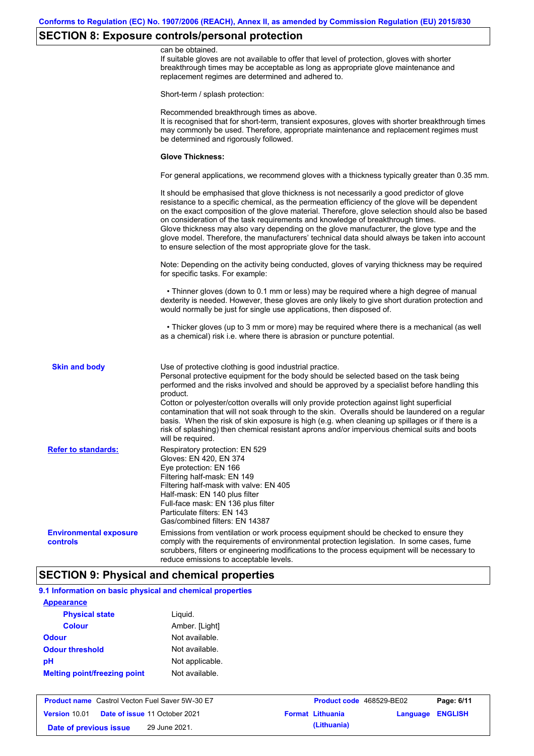## SECTION 8: Exposure controls/personal protection

can be obtained.
If suitable gloves are not available to offer that level of protection, gloves with shorter breakthrough times may be acceptable as long as appropriate glove maintenance and replacement regimes are determined and adhered to.

Short-term / splash protection:

Recommended breakthrough times as above.
It is recognised that for short-term, transient exposures, gloves with shorter breakthrough times may commonly be used. Therefore, appropriate maintenance and replacement regimes must be determined and rigorously followed.

**Glove Thickness:**

For general applications, we recommend gloves with a thickness typically greater than 0.35 mm.

It should be emphasised that glove thickness is not necessarily a good predictor of glove resistance to a specific chemical, as the permeation efficiency of the glove will be dependent on the exact composition of the glove material. Therefore, glove selection should also be based on consideration of the task requirements and knowledge of breakthrough times.
Glove thickness may also vary depending on the glove manufacturer, the glove type and the glove model. Therefore, the manufacturers' technical data should always be taken into account to ensure selection of the most appropriate glove for the task.

Note: Depending on the activity being conducted, gloves of varying thickness may be required for specific tasks. For example:

- Thinner gloves (down to 0.1 mm or less) may be required where a high degree of manual dexterity is needed. However, these gloves are only likely to give short duration protection and would normally be just for single use applications, then disposed of.

- Thicker gloves (up to 3 mm or more) may be required where there is a mechanical (as well as a chemical) risk i.e. where there is abrasion or puncture potential.

**Skin and body**

Use of protective clothing is good industrial practice.
Personal protective equipment for the body should be selected based on the task being performed and the risks involved and should be approved by a specialist before handling this product.
Cotton or polyester/cotton overalls will only provide protection against light superficial contamination that will not soak through to the skin. Overalls should be laundered on a regular basis. When the risk of skin exposure is high (e.g. when cleaning up spillages or if there is a risk of splashing) then chemical resistant aprons and/or impervious chemical suits and boots will be required.

**Refer to standards:**

Respiratory protection: EN 529
Gloves: EN 420, EN 374
Eye protection: EN 166
Filtering half-mask: EN 149
Filtering half-mask with valve: EN 405
Half-mask: EN 140 plus filter
Full-face mask: EN 136 plus filter
Particulate filters: EN 143
Gas/combined filters: EN 14387

**Environmental exposure controls**

Emissions from ventilation or work process equipment should be checked to ensure they comply with the requirements of environmental protection legislation. In some cases, fume scrubbers, filters or engineering modifications to the process equipment will be necessary to reduce emissions to acceptable levels.

## SECTION 9: Physical and chemical properties

### 9.1 Information on basic physical and chemical properties

**Appearance**

| | |
|---|---|
| **Physical state** | Liquid. |
| **Colour** | Amber. [Light] |
| **Odour** | Not available. |
| **Odour threshold** | Not available. |
| **pH** | Not applicable. |
| **Melting point/freezing point** | Not available. |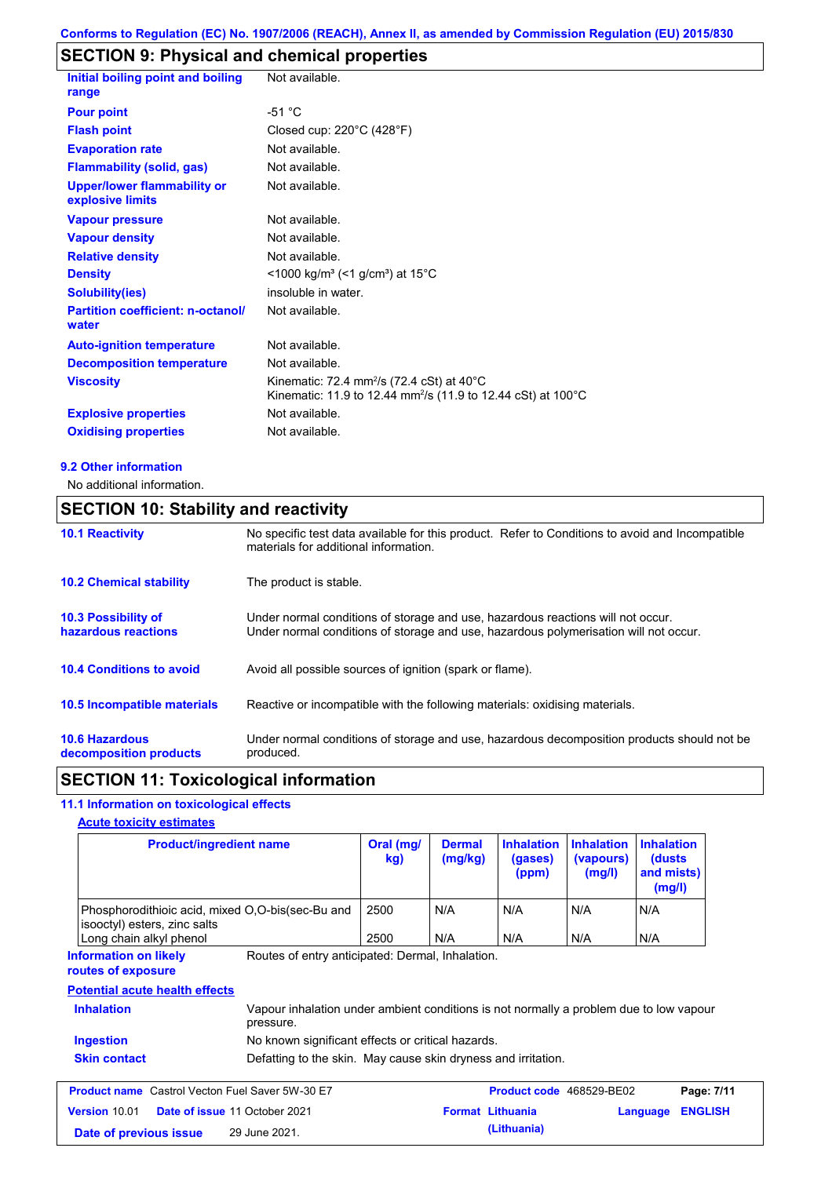## SECTION 9: Physical and chemical properties

| | |
|---|---|
| **Initial boiling point and boiling range** | Not available. |
| **Pour point** | -51 °C |
| **Flash point** | Closed cup: 220°C (428°F) |
| **Evaporation rate** | Not available. |
| **Flammability (solid, gas)** | Not available. |
| **Upper/lower flammability or explosive limits** | Not available. |
| **Vapour pressure** | Not available. |
| **Vapour density** | Not available. |
| **Relative density** | Not available. |
| **Density** | <1000 kg/m³ (<1 g/cm³) at 15°C |
| **Solubility(ies)** | insoluble in water. |
| **Partition coefficient: n-octanol/ water** | Not available. |
| **Auto-ignition temperature** | Not available. |
| **Decomposition temperature** | Not available. |
| **Viscosity** | Kinematic: 72.4 mm²/s (72.4 cSt) at 40°C<br>Kinematic: 11.9 to 12.44 mm²/s (11.9 to 12.44 cSt) at 100°C |
| **Explosive properties** | Not available. |
| **Oxidising properties** | Not available. |

### 9.2 Other information

No additional information.

## SECTION 10: Stability and reactivity

| | |
|---|---|
| **10.1 Reactivity** | No specific test data available for this product. Refer to Conditions to avoid and Incompatible materials for additional information. |
| **10.2 Chemical stability** | The product is stable. |
| **10.3 Possibility of hazardous reactions** | Under normal conditions of storage and use, hazardous reactions will not occur.<br>Under normal conditions of storage and use, hazardous polymerisation will not occur. |
| **10.4 Conditions to avoid** | Avoid all possible sources of ignition (spark or flame). |
| **10.5 Incompatible materials** | Reactive or incompatible with the following materials: oxidising materials. |
| **10.6 Hazardous decomposition products** | Under normal conditions of storage and use, hazardous decomposition products should not be produced. |

## SECTION 11: Toxicological information

### 11.1 Information on toxicological effects

**Acute toxicity estimates**

| Product/ingredient name | Oral (mg/kg) | Dermal (mg/kg) | Inhalation (gases) (ppm) | Inhalation (vapours) (mg/l) | Inhalation (dusts and mists) (mg/l) |
|---|---|---|---|---|---|
| Phosphorodithioic acid, mixed O,O-bis(sec-Bu and isooctyl) esters, zinc salts | 2500 | N/A | N/A | N/A | N/A |
| Long chain alkyl phenol | 2500 | N/A | N/A | N/A | N/A |

**Information on likely routes of exposure**: Routes of entry anticipated: Dermal, Inhalation.

**Potential acute health effects**

| | |
|---|---|
| **Inhalation** | Vapour inhalation under ambient conditions is not normally a problem due to low vapour pressure. |
| **Ingestion** | No known significant effects or critical hazards. |
| **Skin contact** | Defatting to the skin. May cause skin dryness and irritation. |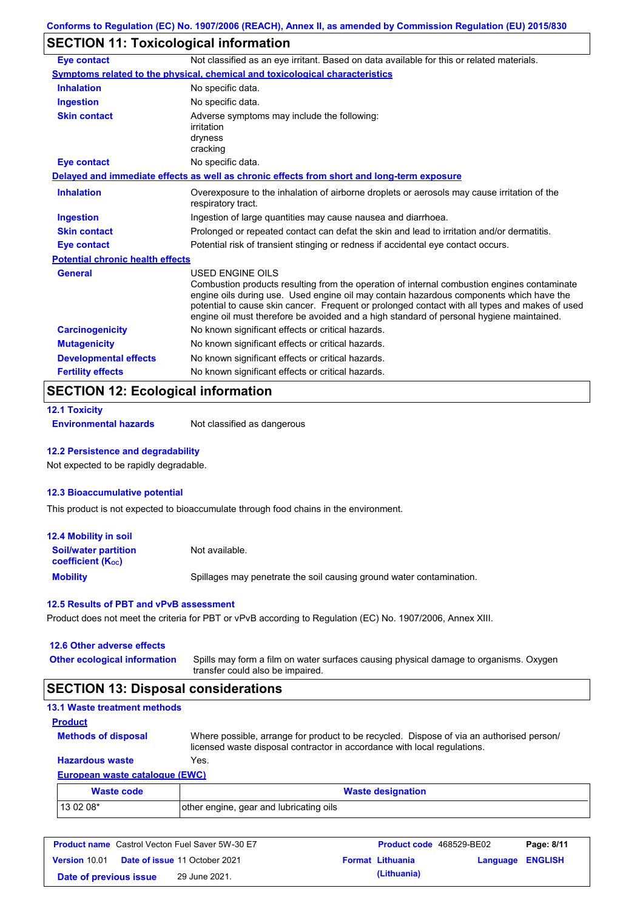Conforms to Regulation (EC) No. 1907/2006 (REACH), Annex II, as amended by Commission Regulation (EU) 2015/830

## SECTION 11: Toxicological information

**Eye contact** Not classified as an eye irritant. Based on data available for this or related materials.

**Symptoms related to the physical, chemical and toxicological characteristics**

**Inhalation** No specific data.

**Ingestion** No specific data.

**Skin contact** Adverse symptoms may include the following:
irritation
dryness
cracking

**Eye contact** No specific data.

**Delayed and immediate effects as well as chronic effects from short and long-term exposure**

**Inhalation** Overexposure to the inhalation of airborne droplets or aerosols may cause irritation of the respiratory tract.

**Ingestion** Ingestion of large quantities may cause nausea and diarrhoea.

**Skin contact** Prolonged or repeated contact can defat the skin and lead to irritation and/or dermatitis.

**Eye contact** Potential risk of transient stinging or redness if accidental eye contact occurs.

**Potential chronic health effects**

**General** USED ENGINE OILS
Combustion products resulting from the operation of internal combustion engines contaminate engine oils during use. Used engine oil may contain hazardous components which have the potential to cause skin cancer. Frequent or prolonged contact with all types and makes of used engine oil must therefore be avoided and a high standard of personal hygiene maintained.

**Carcinogenicity** No known significant effects or critical hazards.

**Mutagenicity** No known significant effects or critical hazards.

**Developmental effects** No known significant effects or critical hazards.

**Fertility effects** No known significant effects or critical hazards.

## SECTION 12: Ecological information

### 12.1 Toxicity

**Environmental hazards** Not classified as dangerous

### 12.2 Persistence and degradability

Not expected to be rapidly degradable.

### 12.3 Bioaccumulative potential

This product is not expected to bioaccumulate through food chains in the environment.

### 12.4 Mobility in soil

**Soil/water partition coefficient ($K_{OC}$)** Not available.

**Mobility** Spillages may penetrate the soil causing ground water contamination.

### 12.5 Results of PBT and vPvB assessment

Product does not meet the criteria for PBT or vPvB according to Regulation (EC) No. 1907/2006, Annex XIII.

### 12.6 Other adverse effects

**Other ecological information** Spills may form a film on water surfaces causing physical damage to organisms. Oxygen transfer could also be impaired.

## SECTION 13: Disposal considerations

### 13.1 Waste treatment methods

**Product**

**Methods of disposal** Where possible, arrange for product to be recycled. Dispose of via an authorised person/ licensed waste disposal contractor in accordance with local regulations.

**Hazardous waste** Yes.

**European waste catalogue (EWC)**

| Waste code | Waste designation |
|---|---|
| 13 02 08* | other engine, gear and lubricating oils |

| Product name Castrol Vecton Fuel Saver 5W-30 E7 | Product code 468529-BE02 | Page: 8/11 |
|---|---|---|
| Version 10.01 Date of issue 11 October 2021 | Format Lithuania (Lithuania) | Language ENGLISH |
| Date of previous issue 29 June 2021. | | |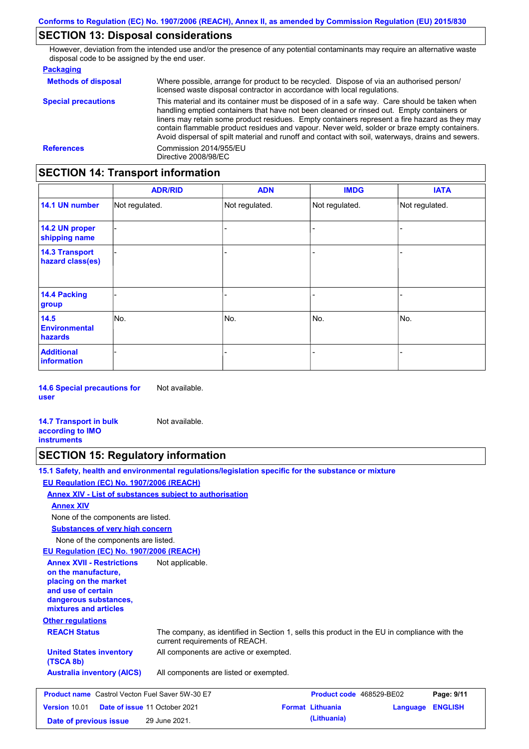## SECTION 13: Disposal considerations

However, deviation from the intended use and/or the presence of any potential contaminants may require an alternative waste disposal code to be assigned by the end user.

**Packaging**

**Methods of disposal** — Where possible, arrange for product to be recycled. Dispose of via an authorised person/ licensed waste disposal contractor in accordance with local regulations.

**Special precautions** — This material and its container must be disposed of in a safe way. Care should be taken when handling emptied containers that have not been cleaned or rinsed out. Empty containers or liners may retain some product residues. Empty containers represent a fire hazard as they may contain flammable product residues and vapour. Never weld, solder or braze empty containers. Avoid dispersal of spilt material and runoff and contact with soil, waterways, drains and sewers.

**References** — Commission 2014/955/EU
Directive 2008/98/EC

## SECTION 14: Transport information

| | ADR/RID | ADN | IMDG | IATA |
|---|---|---|---|---|
| **14.1 UN number** | Not regulated. | Not regulated. | Not regulated. | Not regulated. |
| **14.2 UN proper shipping name** | - | - | - | - |
| **14.3 Transport hazard class(es)** | - | - | - | - |
| **14.4 Packing group** | - | - | - | - |
| **14.5 Environmental hazards** | No. | No. | No. | No. |
| **Additional information** | - | - | - | - |

**14.6 Special precautions for user** — Not available.

**14.7 Transport in bulk according to IMO instruments** — Not available.

## SECTION 15: Regulatory information

**15.1 Safety, health and environmental regulations/legislation specific for the substance or mixture**

**EU Regulation (EC) No. 1907/2006 (REACH)**

**Annex XIV - List of substances subject to authorisation**

**Annex XIV**

None of the components are listed.

**Substances of very high concern**

None of the components are listed.

**EU Regulation (EC) No. 1907/2006 (REACH)**

**Annex XVII - Restrictions on the manufacture, placing on the market and use of certain dangerous substances, mixtures and articles** — Not applicable.

**Other regulations**

**REACH Status** — The company, as identified in Section 1, sells this product in the EU in compliance with the current requirements of REACH.

**United States inventory (TSCA 8b)** — All components are active or exempted.

**Australia inventory (AICS)** — All components are listed or exempted.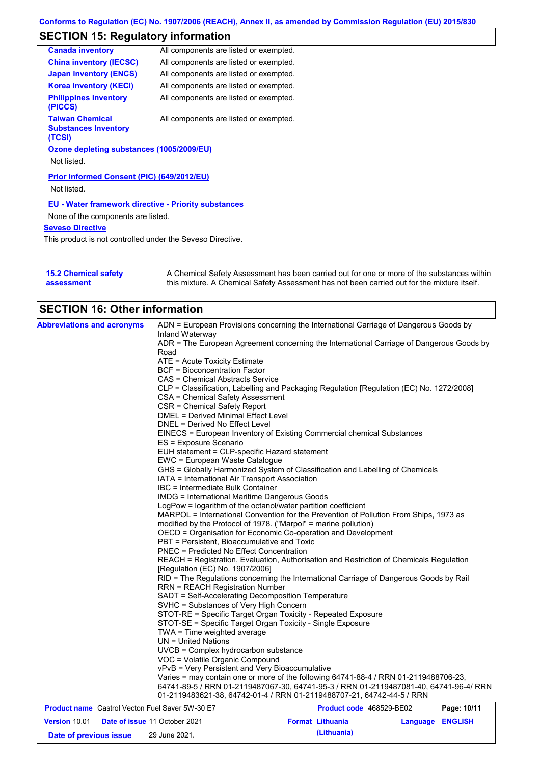## SECTION 15: Regulatory information

| | |
|---|---|
| **Canada inventory** | All components are listed or exempted. |
| **China inventory (IECSC)** | All components are listed or exempted. |
| **Japan inventory (ENCS)** | All components are listed or exempted. |
| **Korea inventory (KECI)** | All components are listed or exempted. |
| **Philippines inventory (PICCS)** | All components are listed or exempted. |
| **Taiwan Chemical Substances Inventory (TCSI)** | All components are listed or exempted. |

**Ozone depleting substances (1005/2009/EU)**

Not listed.

**Prior Informed Consent (PIC) (649/2012/EU)**

Not listed.

**EU - Water framework directive - Priority substances**

None of the components are listed.

**Seveso Directive**

This product is not controlled under the Seveso Directive.

**15.2 Chemical safety assessment**

A Chemical Safety Assessment has been carried out for one or more of the substances within this mixture. A Chemical Safety Assessment has not been carried out for the mixture itself.

## SECTION 16: Other information

**Abbreviations and acronyms**

ADN = European Provisions concerning the International Carriage of Dangerous Goods by Inland Waterway
ADR = The European Agreement concerning the International Carriage of Dangerous Goods by Road
ATE = Acute Toxicity Estimate
BCF = Bioconcentration Factor
CAS = Chemical Abstracts Service
CLP = Classification, Labelling and Packaging Regulation [Regulation (EC) No. 1272/2008]
CSA = Chemical Safety Assessment
CSR = Chemical Safety Report
DMEL = Derived Minimal Effect Level
DNEL = Derived No Effect Level
EINECS = European Inventory of Existing Commercial chemical Substances
ES = Exposure Scenario
EUH statement = CLP-specific Hazard statement
EWC = European Waste Catalogue
GHS = Globally Harmonized System of Classification and Labelling of Chemicals
IATA = International Air Transport Association
IBC = Intermediate Bulk Container
IMDG = International Maritime Dangerous Goods
LogPow = logarithm of the octanol/water partition coefficient
MARPOL = International Convention for the Prevention of Pollution From Ships, 1973 as modified by the Protocol of 1978. ("Marpol" = marine pollution)
OECD = Organisation for Economic Co-operation and Development
PBT = Persistent, Bioaccumulative and Toxic
PNEC = Predicted No Effect Concentration
REACH = Registration, Evaluation, Authorisation and Restriction of Chemicals Regulation [Regulation (EC) No. 1907/2006]
RID = The Regulations concerning the International Carriage of Dangerous Goods by Rail
RRN = REACH Registration Number
SADT = Self-Accelerating Decomposition Temperature
SVHC = Substances of Very High Concern
STOT-RE = Specific Target Organ Toxicity - Repeated Exposure
STOT-SE = Specific Target Organ Toxicity - Single Exposure
TWA = Time weighted average
UN = United Nations
UVCB = Complex hydrocarbon substance
VOC = Volatile Organic Compound
vPvB = Very Persistent and Very Bioaccumulative
Varies = may contain one or more of the following 64741-88-4 / RRN 01-2119488706-23, 64741-89-5 / RRN 01-2119487067-30, 64741-95-3 / RRN 01-2119487081-40, 64741-96-4/ RRN 01-2119483621-38, 64742-01-4 / RRN 01-2119488707-21, 64742-44-5 / RRN

| | | | |
|---|---|---|---|
| **Product name** Castrol Vecton Fuel Saver 5W-30 E7 | | **Product code** 468529-BE02 | |
| **Version** 10.01 | **Date of issue** 11 October 2021 | **Format** Lithuania (Lithuania) | **Language** ENGLISH |
| **Date of previous issue** | 29 June 2021. | | |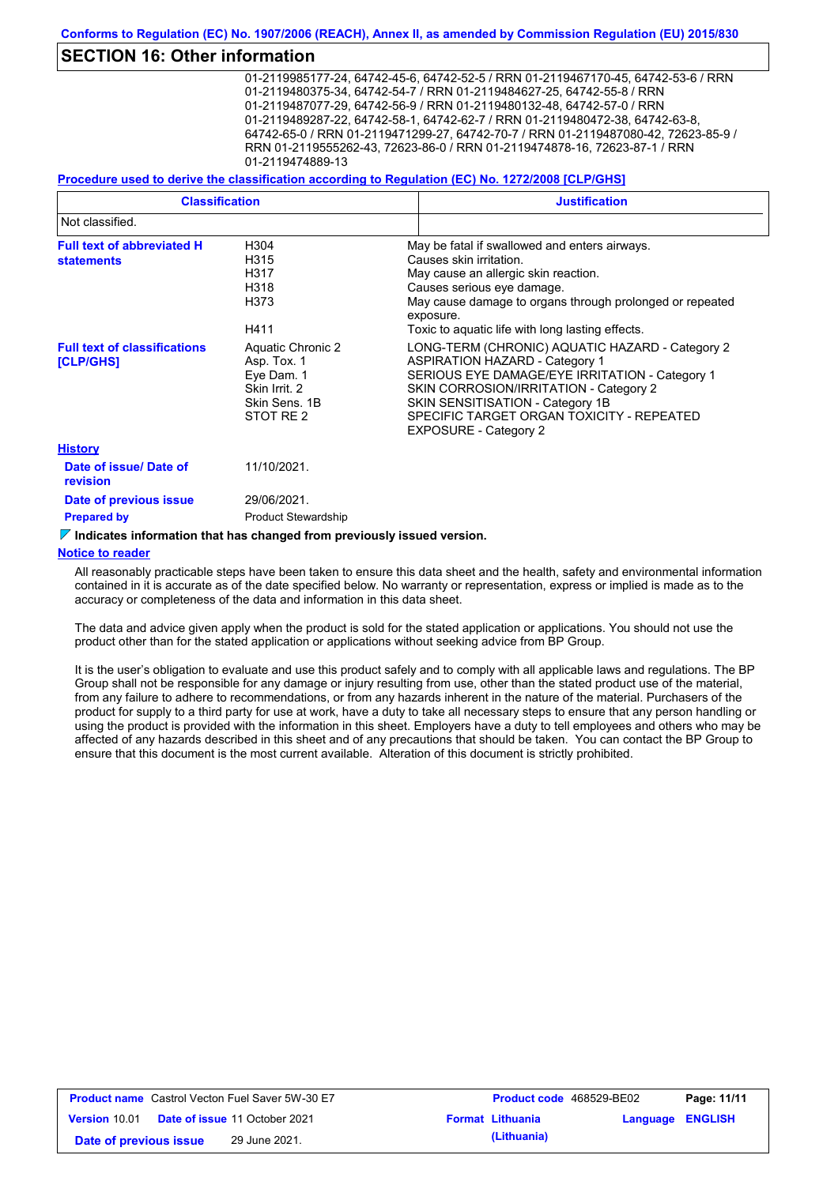## SECTION 16: Other information

01-2119985177-24, 64742-45-6, 64742-52-5 / RRN 01-2119467170-45, 64742-53-6 / RRN 01-2119480375-34, 64742-54-7 / RRN 01-2119484627-25, 64742-55-8 / RRN 01-2119487077-29, 64742-56-9 / RRN 01-2119480132-48, 64742-57-0 / RRN 01-2119489287-22, 64742-58-1, 64742-62-7 / RRN 01-2119480472-38, 64742-63-8, 64742-65-0 / RRN 01-2119471299-27, 64742-70-7 / RRN 01-2119487080-42, 72623-85-9 / RRN 01-2119555262-43, 72623-86-0 / RRN 01-2119474878-16, 72623-87-1 / RRN 01-2119474889-13

**Procedure used to derive the classification according to Regulation (EC) No. 1272/2008 [CLP/GHS]**

| Classification | Justification |
|---|---|
| Not classified. | |

**Full text of abbreviated H statements**

| | |
|---|---|
| H304 | May be fatal if swallowed and enters airways. |
| H315 | Causes skin irritation. |
| H317 | May cause an allergic skin reaction. |
| H318 | Causes serious eye damage. |
| H373 | May cause damage to organs through prolonged or repeated exposure. |
| H411 | Toxic to aquatic life with long lasting effects. |

**Full text of classifications [CLP/GHS]**

| | |
|---|---|
| Aquatic Chronic 2 | LONG-TERM (CHRONIC) AQUATIC HAZARD - Category 2 |
| Asp. Tox. 1 | ASPIRATION HAZARD - Category 1 |
| Eye Dam. 1 | SERIOUS EYE DAMAGE/EYE IRRITATION - Category 1 |
| Skin Irrit. 2 | SKIN CORROSION/IRRITATION - Category 2 |
| Skin Sens. 1B | SKIN SENSITISATION - Category 1B |
| STOT RE 2 | SPECIFIC TARGET ORGAN TOXICITY - REPEATED EXPOSURE - Category 2 |

**History**

**Date of issue/ Date of revision**: 11/10/2021.

**Date of previous issue**: 29/06/2021.

**Prepared by**: Product Stewardship

**Indicates information that has changed from previously issued version.**

**Notice to reader**

All reasonably practicable steps have been taken to ensure this data sheet and the health, safety and environmental information contained in it is accurate as of the date specified below. No warranty or representation, express or implied is made as to the accuracy or completeness of the data and information in this data sheet.

The data and advice given apply when the product is sold for the stated application or applications. You should not use the product other than for the stated application or applications without seeking advice from BP Group.

It is the user's obligation to evaluate and use this product safely and to comply with all applicable laws and regulations. The BP Group shall not be responsible for any damage or injury resulting from use, other than the stated product use of the material, from any failure to adhere to recommendations, or from any hazards inherent in the nature of the material. Purchasers of the product for supply to a third party for use at work, have a duty to take all necessary steps to ensure that any person handling or using the product is provided with the information in this sheet. Employers have a duty to tell employees and others who may be affected of any hazards described in this sheet and of any precautions that should be taken. You can contact the BP Group to ensure that this document is the most current available. Alteration of this document is strictly prohibited.